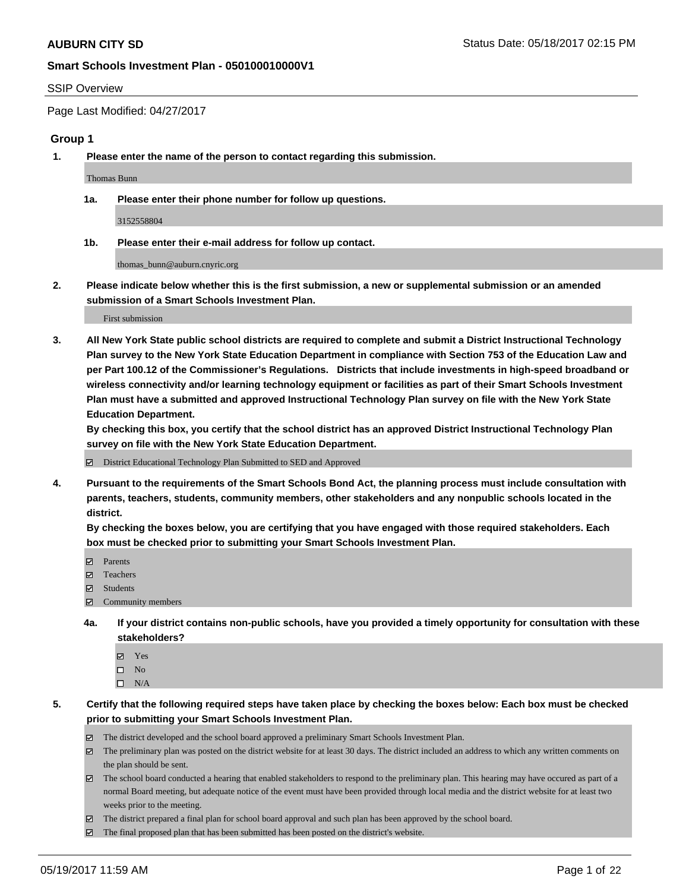# AUBURN CITY SD

Status Date: 05/18/2017 02:15 PM

## Smart Schools Investment Plan - 050100010000V1

SSIP Overview

Page Last Modified: 04/27/2017

### Group 1

**1. Please enter the name of the person to contact regarding this submission.**

Thomas Bunn

**1a. Please enter their phone number for follow up questions.**

3152558804

**1b. Please enter their e-mail address for follow up contact.**

thomas_bunn@auburn.cnyric.org

**2. Please indicate below whether this is the first submission, a new or supplemental submission or an amended submission of a Smart Schools Investment Plan.**

First submission

**3. All New York State public school districts are required to complete and submit a District Instructional Technology Plan survey to the New York State Education Department in compliance with Section 753 of the Education Law and per Part 100.12 of the Commissioner's Regulations. Districts that include investments in high-speed broadband or wireless connectivity and/or learning technology equipment or facilities as part of their Smart Schools Investment Plan must have a submitted and approved Instructional Technology Plan survey on file with the New York State Education Department.**

**By checking this box, you certify that the school district has an approved District Instructional Technology Plan survey on file with the New York State Education Department.**

- ☑ District Educational Technology Plan Submitted to SED and Approved

**4. Pursuant to the requirements of the Smart Schools Bond Act, the planning process must include consultation with parents, teachers, students, community members, other stakeholders and any nonpublic schools located in the district.**

**By checking the boxes below, you are certifying that you have engaged with those required stakeholders. Each box must be checked prior to submitting your Smart Schools Investment Plan.**

- ☑ Parents
- ☑ Teachers
- ☑ Students
- ☑ Community members

**4a. If your district contains non-public schools, have you provided a timely opportunity for consultation with these stakeholders?**

- ☑ Yes
- ☐ No
- ☐ N/A

**5. Certify that the following required steps have taken place by checking the boxes below: Each box must be checked prior to submitting your Smart Schools Investment Plan.**

- ☑ The district developed and the school board approved a preliminary Smart Schools Investment Plan.
- ☑ The preliminary plan was posted on the district website for at least 30 days. The district included an address to which any written comments on the plan should be sent.
- ☑ The school board conducted a hearing that enabled stakeholders to respond to the preliminary plan. This hearing may have occured as part of a normal Board meeting, but adequate notice of the event must have been provided through local media and the district website for at least two weeks prior to the meeting.
- ☑ The district prepared a final plan for school board approval and such plan has been approved by the school board.
- ☑ The final proposed plan that has been submitted has been posted on the district's website.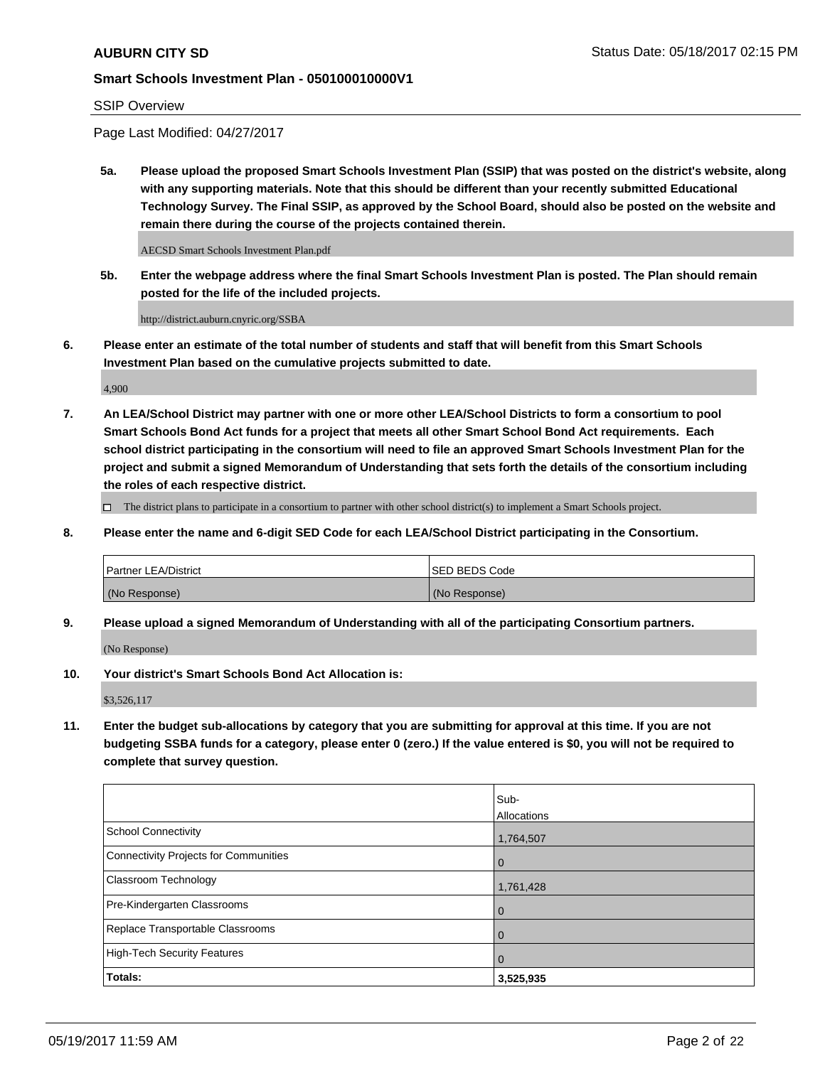**AUBURN CITY SD**

Status Date: 05/18/2017 02:15 PM

**Smart Schools Investment Plan - 050100010000V1**

SSIP Overview

Page Last Modified: 04/27/2017

**5a. Please upload the proposed Smart Schools Investment Plan (SSIP) that was posted on the district's website, along with any supporting materials. Note that this should be different than your recently submitted Educational Technology Survey. The Final SSIP, as approved by the School Board, should also be posted on the website and remain there during the course of the projects contained therein.**

AECSD Smart Schools Investment Plan.pdf

**5b. Enter the webpage address where the final Smart Schools Investment Plan is posted. The Plan should remain posted for the life of the included projects.**

http://district.auburn.cnyric.org/SSBA

**6. Please enter an estimate of the total number of students and staff that will benefit from this Smart Schools Investment Plan based on the cumulative projects submitted to date.**

4,900

**7. An LEA/School District may partner with one or more other LEA/School Districts to form a consortium to pool Smart Schools Bond Act funds for a project that meets all other Smart School Bond Act requirements. Each school district participating in the consortium will need to file an approved Smart Schools Investment Plan for the project and submit a signed Memorandum of Understanding that sets forth the details of the consortium including the roles of each respective district.**

☐ The district plans to participate in a consortium to partner with other school district(s) to implement a Smart Schools project.

**8. Please enter the name and 6-digit SED Code for each LEA/School District participating in the Consortium.**

| Partner LEA/District | SED BEDS Code |
|---|---|
| (No Response) | (No Response) |

**9. Please upload a signed Memorandum of Understanding with all of the participating Consortium partners.**

(No Response)

**10. Your district's Smart Schools Bond Act Allocation is:**

$3,526,117

**11. Enter the budget sub-allocations by category that you are submitting for approval at this time. If you are not budgeting SSBA funds for a category, please enter 0 (zero.) If the value entered is $0, you will not be required to complete that survey question.**

| | Sub-Allocations |
|---|---|
| School Connectivity | 1,764,507 |
| Connectivity Projects for Communities | 0 |
| Classroom Technology | 1,761,428 |
| Pre-Kindergarten Classrooms | 0 |
| Replace Transportable Classrooms | 0 |
| High-Tech Security Features | 0 |
| **Totals:** | **3,525,935** |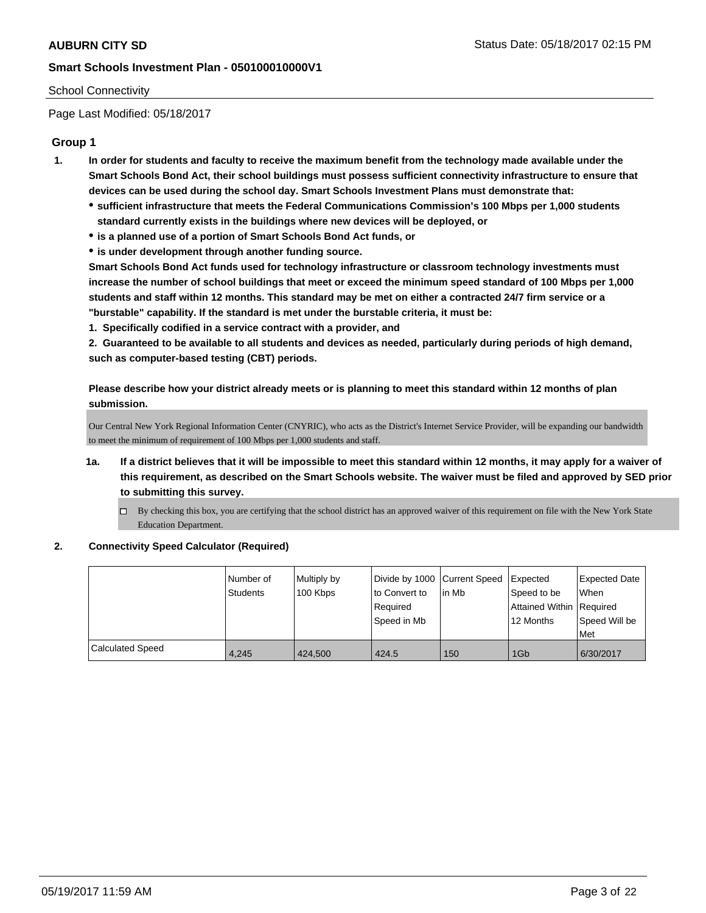School Connectivity

Page Last Modified: 05/18/2017

## Group 1

**1. In order for students and faculty to receive the maximum benefit from the technology made available under the Smart Schools Bond Act, their school buildings must possess sufficient connectivity infrastructure to ensure that devices can be used during the school day. Smart Schools Investment Plans must demonstrate that:**

- **sufficient infrastructure that meets the Federal Communications Commission's 100 Mbps per 1,000 students standard currently exists in the buildings where new devices will be deployed, or**
- **is a planned use of a portion of Smart Schools Bond Act funds, or**
- **is under development through another funding source.**

**Smart Schools Bond Act funds used for technology infrastructure or classroom technology investments must increase the number of school buildings that meet or exceed the minimum speed standard of 100 Mbps per 1,000 students and staff within 12 months. This standard may be met on either a contracted 24/7 firm service or a "burstable" capability. If the standard is met under the burstable criteria, it must be:**

**1. Specifically codified in a service contract with a provider, and**

**2. Guaranteed to be available to all students and devices as needed, particularly during periods of high demand, such as computer-based testing (CBT) periods.**

**Please describe how your district already meets or is planning to meet this standard within 12 months of plan submission.**

Our Central New York Regional Information Center (CNYRIC), who acts as the District's Internet Service Provider, will be expanding our bandwidth to meet the minimum of requirement of 100 Mbps per 1,000 students and staff.

**1a. If a district believes that it will be impossible to meet this standard within 12 months, it may apply for a waiver of this requirement, as described on the Smart Schools website. The waiver must be filed and approved by SED prior to submitting this survey.**

- ☐ By checking this box, you are certifying that the school district has an approved waiver of this requirement on file with the New York State Education Department.

**2. Connectivity Speed Calculator (Required)**

| | Number of Students | Multiply by 100 Kbps | Divide by 1000 to Convert to Required Speed in Mb | Current Speed in Mb | Expected Speed to be Attained Within 12 Months | Expected Date When Required Speed Will be Met |
|---|---|---|---|---|---|---|
| Calculated Speed | 4,245 | 424,500 | 424.5 | 150 | 1Gb | 6/30/2017 |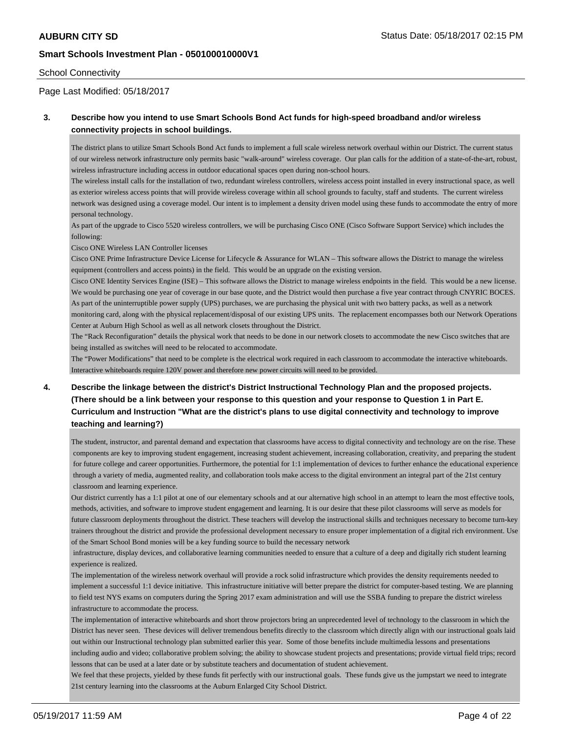School Connectivity

Page Last Modified: 05/18/2017

**3. Describe how you intend to use Smart Schools Bond Act funds for high-speed broadband and/or wireless connectivity projects in school buildings.**

The district plans to utilize Smart Schools Bond Act funds to implement a full scale wireless network overhaul within our District. The current status of our wireless network infrastructure only permits basic "walk-around" wireless coverage. Our plan calls for the addition of a state-of-the-art, robust, wireless infrastructure including access in outdoor educational spaces open during non-school hours.
The wireless install calls for the installation of two, redundant wireless controllers, wireless access point installed in every instructional space, as well as exterior wireless access points that will provide wireless coverage within all school grounds to faculty, staff and students. The current wireless network was designed using a coverage model. Our intent is to implement a density driven model using these funds to accommodate the entry of more personal technology.
As part of the upgrade to Cisco 5520 wireless controllers, we will be purchasing Cisco ONE (Cisco Software Support Service) which includes the following:
Cisco ONE Wireless LAN Controller licenses
Cisco ONE Prime Infrastructure Device License for Lifecycle & Assurance for WLAN – This software allows the District to manage the wireless equipment (controllers and access points) in the field. This would be an upgrade on the existing version.
Cisco ONE Identity Services Engine (ISE) – This software allows the District to manage wireless endpoints in the field. This would be a new license. We would be purchasing one year of coverage in our base quote, and the District would then purchase a five year contract through CNYRIC BOCES.
As part of the uninterruptible power supply (UPS) purchases, we are purchasing the physical unit with two battery packs, as well as a network monitoring card, along with the physical replacement/disposal of our existing UPS units. The replacement encompasses both our Network Operations Center at Auburn High School as well as all network closets throughout the District.
The "Rack Reconfiguration" details the physical work that needs to be done in our network closets to accommodate the new Cisco switches that are being installed as switches will need to be relocated to accommodate.
The "Power Modifications" that need to be complete is the electrical work required in each classroom to accommodate the interactive whiteboards. Interactive whiteboards require 120V power and therefore new power circuits will need to be provided.

**4. Describe the linkage between the district's District Instructional Technology Plan and the proposed projects. (There should be a link between your response to this question and your response to Question 1 in Part E. Curriculum and Instruction "What are the district's plans to use digital connectivity and technology to improve teaching and learning?)**

The student, instructor, and parental demand and expectation that classrooms have access to digital connectivity and technology are on the rise. These components are key to improving student engagement, increasing student achievement, increasing collaboration, creativity, and preparing the student for future college and career opportunities. Furthermore, the potential for 1:1 implementation of devices to further enhance the educational experience through a variety of media, augmented reality, and collaboration tools make access to the digital environment an integral part of the 21st century classroom and learning experience.
Our district currently has a 1:1 pilot at one of our elementary schools and at our alternative high school in an attempt to learn the most effective tools, methods, activities, and software to improve student engagement and learning. It is our desire that these pilot classrooms will serve as models for future classroom deployments throughout the district. These teachers will develop the instructional skills and techniques necessary to become turn-key trainers throughout the district and provide the professional development necessary to ensure proper implementation of a digital rich environment. Use of the Smart School Bond monies will be a key funding source to build the necessary network infrastructure, display devices, and collaborative learning communities needed to ensure that a culture of a deep and digitally rich student learning experience is realized.
The implementation of the wireless network overhaul will provide a rock solid infrastructure which provides the density requirements needed to implement a successful 1:1 device initiative. This infrastructure initiative will better prepare the district for computer-based testing. We are planning to field test NYS exams on computers during the Spring 2017 exam administration and will use the SSBA funding to prepare the district wireless infrastructure to accommodate the process.
The implementation of interactive whiteboards and short throw projectors bring an unprecedented level of technology to the classroom in which the District has never seen. These devices will deliver tremendous benefits directly to the classroom which directly align with our instructional goals laid out within our Instructional technology plan submitted earlier this year. Some of those benefits include multimedia lessons and presentations including audio and video; collaborative problem solving; the ability to showcase student projects and presentations; provide virtual field trips; record lessons that can be used at a later date or by substitute teachers and documentation of student achievement.
We feel that these projects, yielded by these funds fit perfectly with our instructional goals. These funds give us the jumpstart we need to integrate 21st century learning into the classrooms at the Auburn Enlarged City School District.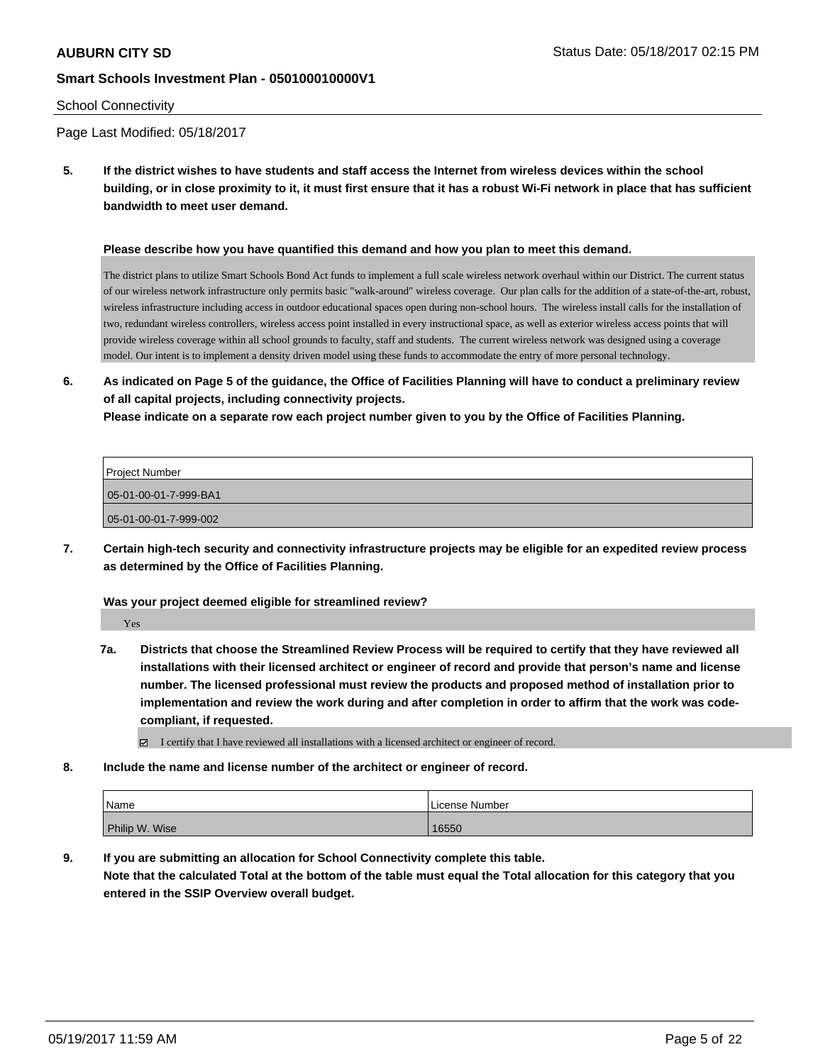School Connectivity

Page Last Modified: 05/18/2017

**5. If the district wishes to have students and staff access the Internet from wireless devices within the school building, or in close proximity to it, it must first ensure that it has a robust Wi-Fi network in place that has sufficient bandwidth to meet user demand.**

**Please describe how you have quantified this demand and how you plan to meet this demand.**

The district plans to utilize Smart Schools Bond Act funds to implement a full scale wireless network overhaul within our District. The current status of our wireless network infrastructure only permits basic "walk-around" wireless coverage. Our plan calls for the addition of a state-of-the-art, robust, wireless infrastructure including access in outdoor educational spaces open during non-school hours. The wireless install calls for the installation of two, redundant wireless controllers, wireless access point installed in every instructional space, as well as exterior wireless access points that will provide wireless coverage within all school grounds to faculty, staff and students. The current wireless network was designed using a coverage model. Our intent is to implement a density driven model using these funds to accommodate the entry of more personal technology.

**6. As indicated on Page 5 of the guidance, the Office of Facilities Planning will have to conduct a preliminary review of all capital projects, including connectivity projects.**
**Please indicate on a separate row each project number given to you by the Office of Facilities Planning.**

| Project Number |
|---|
| 05-01-00-01-7-999-BA1 |
| 05-01-00-01-7-999-002 |

**7. Certain high-tech security and connectivity infrastructure projects may be eligible for an expedited review process as determined by the Office of Facilities Planning.**

**Was your project deemed eligible for streamlined review?**

Yes

**7a. Districts that choose the Streamlined Review Process will be required to certify that they have reviewed all installations with their licensed architect or engineer of record and provide that person's name and license number. The licensed professional must review the products and proposed method of installation prior to implementation and review the work during and after completion in order to affirm that the work was code-compliant, if requested.**

☑ I certify that I have reviewed all installations with a licensed architect or engineer of record.

**8. Include the name and license number of the architect or engineer of record.**

| Name | License Number |
|---|---|
| Philip W. Wise | 16550 |

**9. If you are submitting an allocation for School Connectivity complete this table.**
**Note that the calculated Total at the bottom of the table must equal the Total allocation for this category that you entered in the SSIP Overview overall budget.**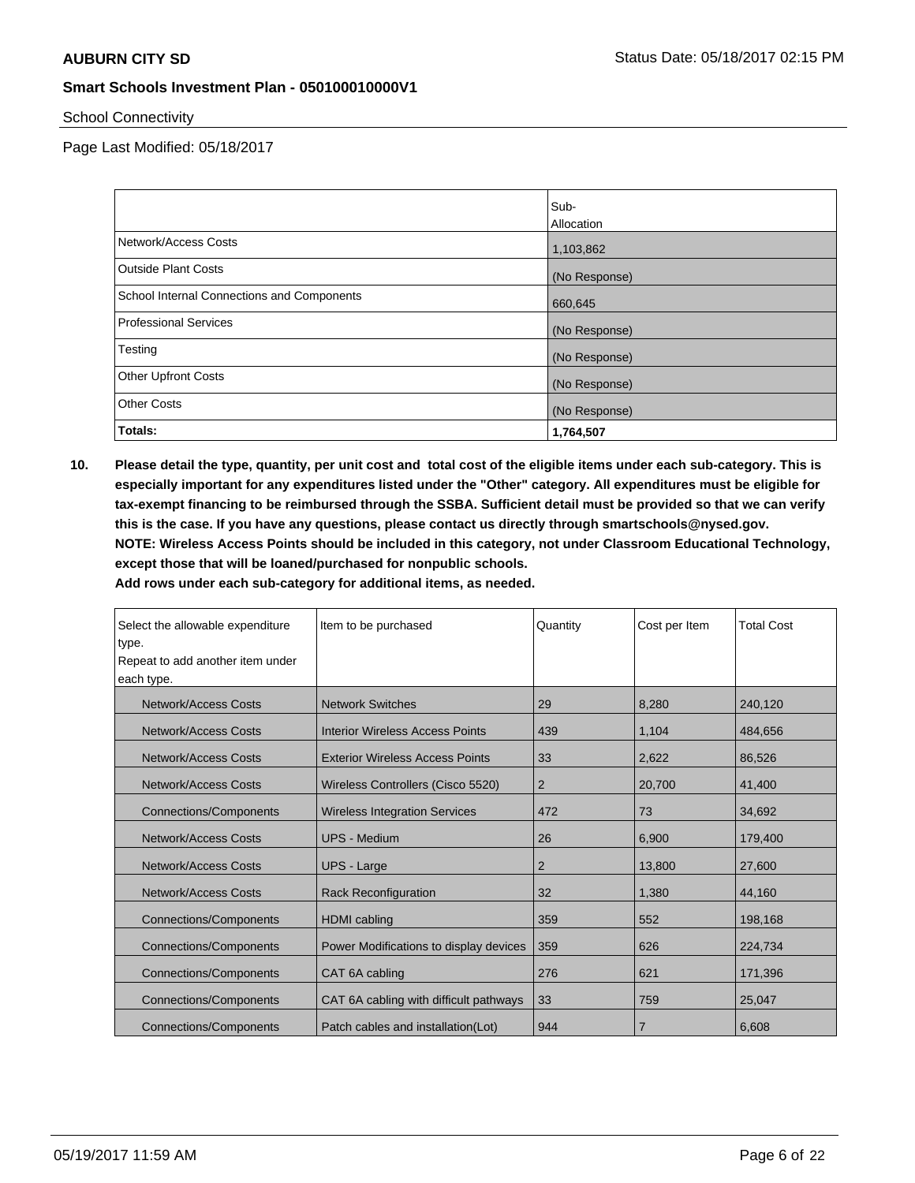School Connectivity

Page Last Modified: 05/18/2017

| | Sub-Allocation |
|---|---|
| Network/Access Costs | 1,103,862 |
| Outside Plant Costs | (No Response) |
| School Internal Connections and Components | 660,645 |
| Professional Services | (No Response) |
| Testing | (No Response) |
| Other Upfront Costs | (No Response) |
| Other Costs | (No Response) |
| **Totals:** | **1,764,507** |

**10. Please detail the type, quantity, per unit cost and total cost of the eligible items under each sub-category. This is especially important for any expenditures listed under the "Other" category. All expenditures must be eligible for tax-exempt financing to be reimbursed through the SSBA. Sufficient detail must be provided so that we can verify this is the case. If you have any questions, please contact us directly through smartschools@nysed.gov. NOTE: Wireless Access Points should be included in this category, not under Classroom Educational Technology, except those that will be loaned/purchased for nonpublic schools. Add rows under each sub-category for additional items, as needed.**

| Select the allowable expenditure type. Repeat to add another item under each type. | Item to be purchased | Quantity | Cost per Item | Total Cost |
|---|---|---|---|---|
| Network/Access Costs | Network Switches | 29 | 8,280 | 240,120 |
| Network/Access Costs | Interior Wireless Access Points | 439 | 1,104 | 484,656 |
| Network/Access Costs | Exterior Wireless Access Points | 33 | 2,622 | 86,526 |
| Network/Access Costs | Wireless Controllers (Cisco 5520) | 2 | 20,700 | 41,400 |
| Connections/Components | Wireless Integration Services | 472 | 73 | 34,692 |
| Network/Access Costs | UPS - Medium | 26 | 6,900 | 179,400 |
| Network/Access Costs | UPS - Large | 2 | 13,800 | 27,600 |
| Network/Access Costs | Rack Reconfiguration | 32 | 1,380 | 44,160 |
| Connections/Components | HDMI cabling | 359 | 552 | 198,168 |
| Connections/Components | Power Modifications to display devices | 359 | 626 | 224,734 |
| Connections/Components | CAT 6A cabling | 276 | 621 | 171,396 |
| Connections/Components | CAT 6A cabling with difficult pathways | 33 | 759 | 25,047 |
| Connections/Components | Patch cables and installation(Lot) | 944 | 7 | 6,608 |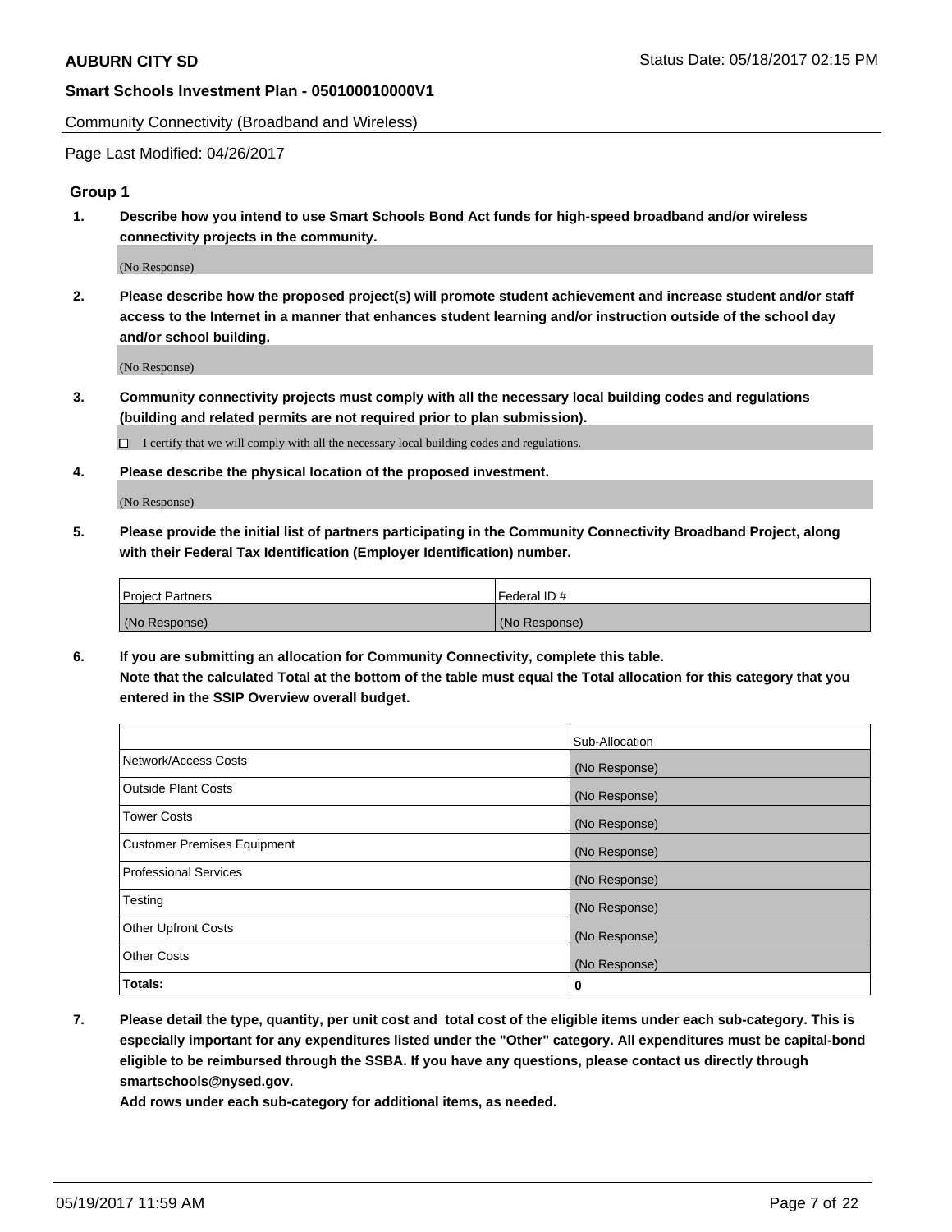Community Connectivity (Broadband and Wireless)

Page Last Modified: 04/26/2017

## Group 1

**1. Describe how you intend to use Smart Schools Bond Act funds for high-speed broadband and/or wireless connectivity projects in the community.**

(No Response)

**2. Please describe how the proposed project(s) will promote student achievement and increase student and/or staff access to the Internet in a manner that enhances student learning and/or instruction outside of the school day and/or school building.**

(No Response)

**3. Community connectivity projects must comply with all the necessary local building codes and regulations (building and related permits are not required prior to plan submission).**

☐ I certify that we will comply with all the necessary local building codes and regulations.

**4. Please describe the physical location of the proposed investment.**

(No Response)

**5. Please provide the initial list of partners participating in the Community Connectivity Broadband Project, along with their Federal Tax Identification (Employer Identification) number.**

| Project Partners | Federal ID # |
| --- | --- |
| (No Response) | (No Response) |

**6. If you are submitting an allocation for Community Connectivity, complete this table. Note that the calculated Total at the bottom of the table must equal the Total allocation for this category that you entered in the SSIP Overview overall budget.**

| | Sub-Allocation |
| --- | --- |
| Network/Access Costs | (No Response) |
| Outside Plant Costs | (No Response) |
| Tower Costs | (No Response) |
| Customer Premises Equipment | (No Response) |
| Professional Services | (No Response) |
| Testing | (No Response) |
| Other Upfront Costs | (No Response) |
| Other Costs | (No Response) |
| **Totals:** | **0** |

**7. Please detail the type, quantity, per unit cost and total cost of the eligible items under each sub-category. This is especially important for any expenditures listed under the "Other" category. All expenditures must be capital-bond eligible to be reimbursed through the SSBA. If you have any questions, please contact us directly through smartschools@nysed.gov.**
**Add rows under each sub-category for additional items, as needed.**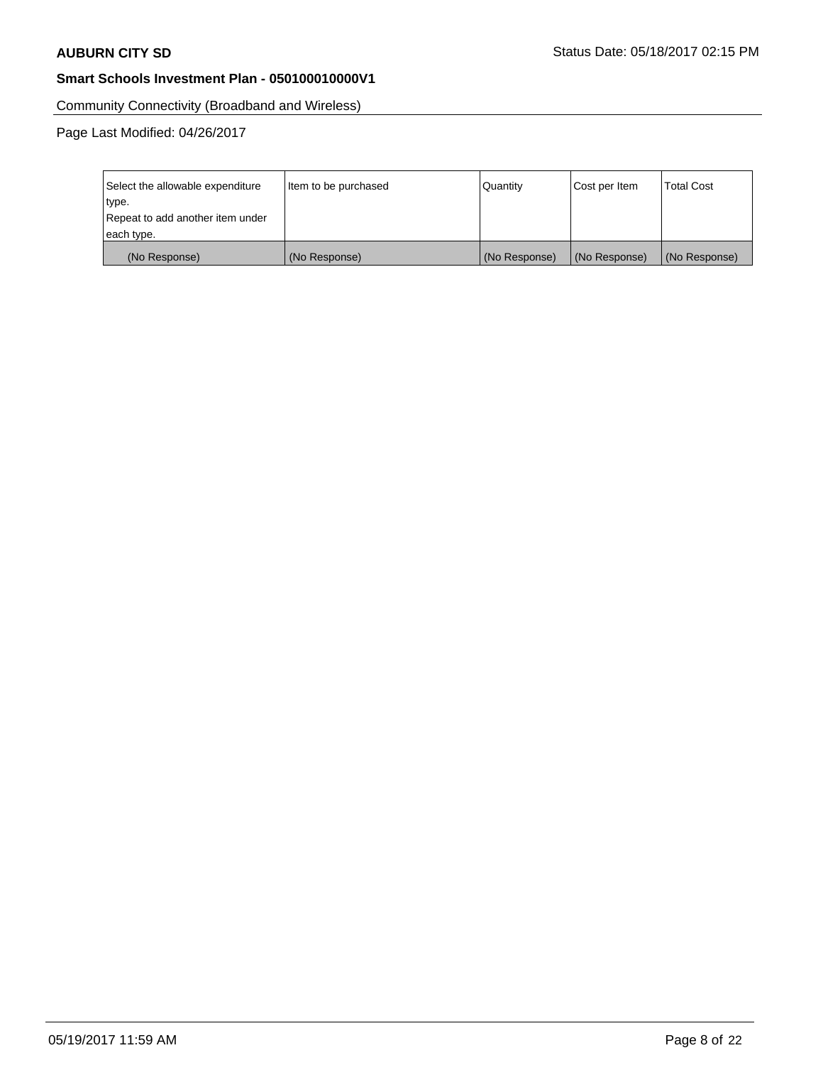Community Connectivity (Broadband and Wireless)

Page Last Modified: 04/26/2017

| Select the allowable expenditure type. Repeat to add another item under each type. | Item to be purchased | Quantity | Cost per Item | Total Cost |
|---|---|---|---|---|
| (No Response) | (No Response) | (No Response) | (No Response) | (No Response) |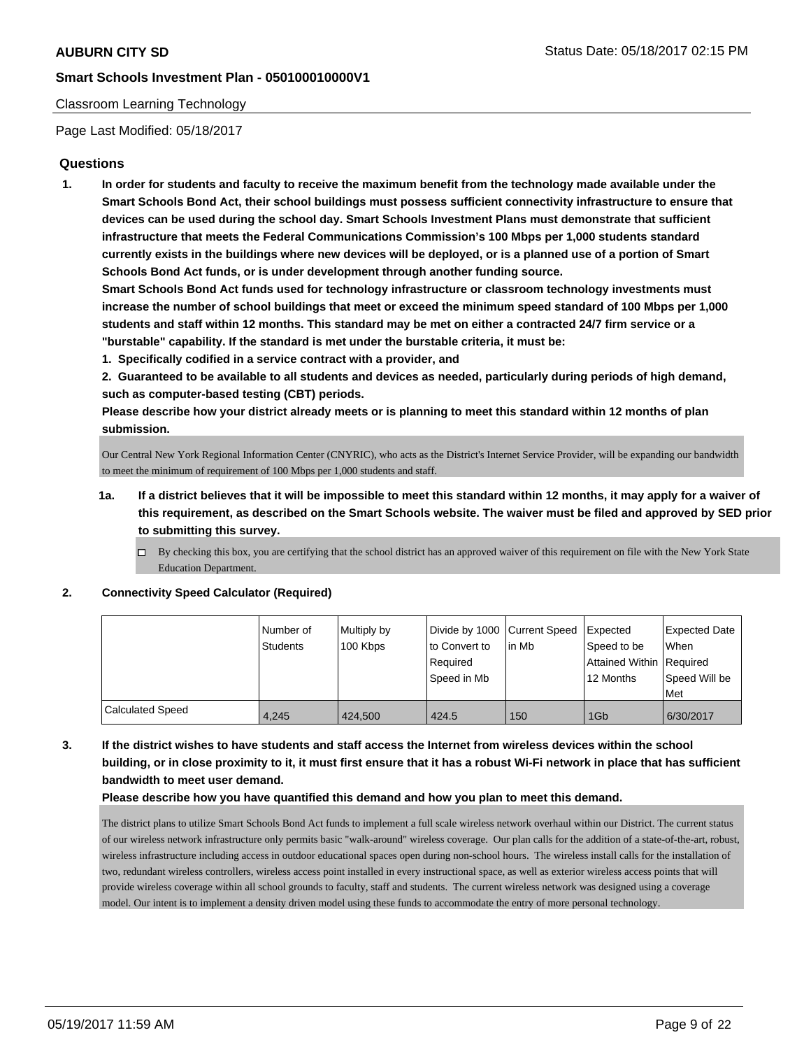Classroom Learning Technology

Page Last Modified: 05/18/2017

## Questions

**1. In order for students and faculty to receive the maximum benefit from the technology made available under the Smart Schools Bond Act, their school buildings must possess sufficient connectivity infrastructure to ensure that devices can be used during the school day. Smart Schools Investment Plans must demonstrate that sufficient infrastructure that meets the Federal Communications Commission's 100 Mbps per 1,000 students standard currently exists in the buildings where new devices will be deployed, or is a planned use of a portion of Smart Schools Bond Act funds, or is under development through another funding source.**

**Smart Schools Bond Act funds used for technology infrastructure or classroom technology investments must increase the number of school buildings that meet or exceed the minimum speed standard of 100 Mbps per 1,000 students and staff within 12 months. This standard may be met on either a contracted 24/7 firm service or a "burstable" capability. If the standard is met under the burstable criteria, it must be:**

**1. Specifically codified in a service contract with a provider, and**

**2. Guaranteed to be available to all students and devices as needed, particularly during periods of high demand, such as computer-based testing (CBT) periods.**

**Please describe how your district already meets or is planning to meet this standard within 12 months of plan submission.**

Our Central New York Regional Information Center (CNYRIC), who acts as the District's Internet Service Provider, will be expanding our bandwidth to meet the minimum of requirement of 100 Mbps per 1,000 students and staff.

**1a. If a district believes that it will be impossible to meet this standard within 12 months, it may apply for a waiver of this requirement, as described on the Smart Schools website. The waiver must be filed and approved by SED prior to submitting this survey.**

☐ By checking this box, you are certifying that the school district has an approved waiver of this requirement on file with the New York State Education Department.

**2. Connectivity Speed Calculator (Required)**

| | Number of Students | Multiply by 100 Kbps | Divide by 1000 to Convert to Required Speed in Mb | Current Speed in Mb | Expected Speed to be Attained Within 12 Months | Expected Date When Required Speed Will be Met |
|---|---|---|---|---|---|---|
| Calculated Speed | 4,245 | 424,500 | 424.5 | 150 | 1Gb | 6/30/2017 |

**3. If the district wishes to have students and staff access the Internet from wireless devices within the school building, or in close proximity to it, it must first ensure that it has a robust Wi-Fi network in place that has sufficient bandwidth to meet user demand.**

**Please describe how you have quantified this demand and how you plan to meet this demand.**

The district plans to utilize Smart Schools Bond Act funds to implement a full scale wireless network overhaul within our District. The current status of our wireless network infrastructure only permits basic "walk-around" wireless coverage. Our plan calls for the addition of a state-of-the-art, robust, wireless infrastructure including access in outdoor educational spaces open during non-school hours. The wireless install calls for the installation of two, redundant wireless controllers, wireless access point installed in every instructional space, as well as exterior wireless access points that will provide wireless coverage within all school grounds to faculty, staff and students. The current wireless network was designed using a coverage model. Our intent is to implement a density driven model using these funds to accommodate the entry of more personal technology.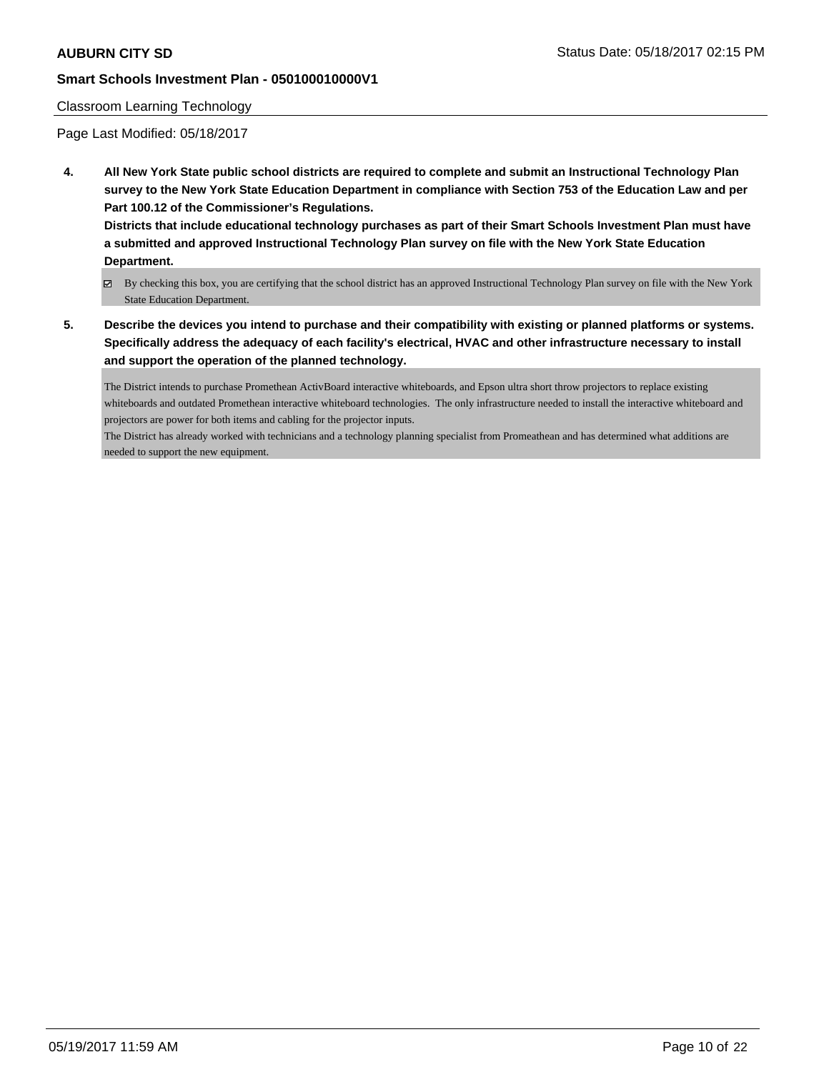Classroom Learning Technology

Page Last Modified: 05/18/2017

**4. All New York State public school districts are required to complete and submit an Instructional Technology Plan survey to the New York State Education Department in compliance with Section 753 of the Education Law and per Part 100.12 of the Commissioner's Regulations.**

**Districts that include educational technology purchases as part of their Smart Schools Investment Plan must have a submitted and approved Instructional Technology Plan survey on file with the New York State Education Department.**

☑ By checking this box, you are certifying that the school district has an approved Instructional Technology Plan survey on file with the New York State Education Department.

**5. Describe the devices you intend to purchase and their compatibility with existing or planned platforms or systems. Specifically address the adequacy of each facility's electrical, HVAC and other infrastructure necessary to install and support the operation of the planned technology.**

The District intends to purchase Promethean ActivBoard interactive whiteboards, and Epson ultra short throw projectors to replace existing whiteboards and outdated Promethean interactive whiteboard technologies. The only infrastructure needed to install the interactive whiteboard and projectors are power for both items and cabling for the projector inputs.
The District has already worked with technicians and a technology planning specialist from Promeathean and has determined what additions are needed to support the new equipment.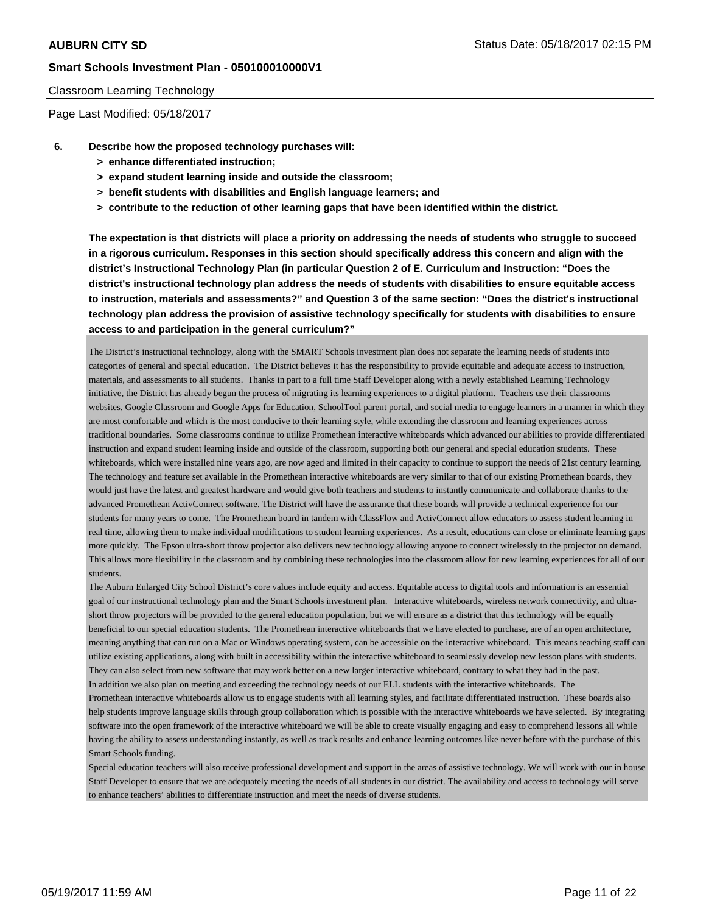Classroom Learning Technology

Page Last Modified: 05/18/2017

**6. Describe how the proposed technology purchases will:**
- **> enhance differentiated instruction;**
- **> expand student learning inside and outside the classroom;**
- **> benefit students with disabilities and English language learners; and**
- **> contribute to the reduction of other learning gaps that have been identified within the district.**

**The expectation is that districts will place a priority on addressing the needs of students who struggle to succeed in a rigorous curriculum. Responses in this section should specifically address this concern and align with the district's Instructional Technology Plan (in particular Question 2 of E. Curriculum and Instruction: "Does the district's instructional technology plan address the needs of students with disabilities to ensure equitable access to instruction, materials and assessments?" and Question 3 of the same section: "Does the district's instructional technology plan address the provision of assistive technology specifically for students with disabilities to ensure access to and participation in the general curriculum?"**

The District's instructional technology, along with the SMART Schools investment plan does not separate the learning needs of students into categories of general and special education. The District believes it has the responsibility to provide equitable and adequate access to instruction, materials, and assessments to all students. Thanks in part to a full time Staff Developer along with a newly established Learning Technology initiative, the District has already begun the process of migrating its learning experiences to a digital platform. Teachers use their classrooms websites, Google Classroom and Google Apps for Education, SchoolTool parent portal, and social media to engage learners in a manner in which they are most comfortable and which is the most conducive to their learning style, while extending the classroom and learning experiences across traditional boundaries. Some classrooms continue to utilize Promethean interactive whiteboards which advanced our abilities to provide differentiated instruction and expand student learning inside and outside of the classroom, supporting both our general and special education students. These whiteboards, which were installed nine years ago, are now aged and limited in their capacity to continue to support the needs of 21st century learning. The technology and feature set available in the Promethean interactive whiteboards are very similar to that of our existing Promethean boards, they would just have the latest and greatest hardware and would give both teachers and students to instantly communicate and collaborate thanks to the advanced Promethean ActivConnect software. The District will have the assurance that these boards will provide a technical experience for our students for many years to come. The Promethean board in tandem with ClassFlow and ActivConnect allow educators to assess student learning in real time, allowing them to make individual modifications to student learning experiences. As a result, educations can close or eliminate learning gaps more quickly. The Epson ultra-short throw projector also delivers new technology allowing anyone to connect wirelessly to the projector on demand. This allows more flexibility in the classroom and by combining these technologies into the classroom allow for new learning experiences for all of our students.

The Auburn Enlarged City School District's core values include equity and access. Equitable access to digital tools and information is an essential goal of our instructional technology plan and the Smart Schools investment plan. Interactive whiteboards, wireless network connectivity, and ultra-short throw projectors will be provided to the general education population, but we will ensure as a district that this technology will be equally beneficial to our special education students. The Promethean interactive whiteboards that we have elected to purchase, are of an open architecture, meaning anything that can run on a Mac or Windows operating system, can be accessible on the interactive whiteboard. This means teaching staff can utilize existing applications, along with built in accessibility within the interactive whiteboard to seamlessly develop new lesson plans with students. They can also select from new software that may work better on a new larger interactive whiteboard, contrary to what they had in the past.

In addition we also plan on meeting and exceeding the technology needs of our ELL students with the interactive whiteboards. The Promethean interactive whiteboards allow us to engage students with all learning styles, and facilitate differentiated instruction. These boards also help students improve language skills through group collaboration which is possible with the interactive whiteboards we have selected. By integrating software into the open framework of the interactive whiteboard we will be able to create visually engaging and easy to comprehend lessons all while having the ability to assess understanding instantly, as well as track results and enhance learning outcomes like never before with the purchase of this Smart Schools funding.

Special education teachers will also receive professional development and support in the areas of assistive technology. We will work with our in house Staff Developer to ensure that we are adequately meeting the needs of all students in our district. The availability and access to technology will serve to enhance teachers' abilities to differentiate instruction and meet the needs of diverse students.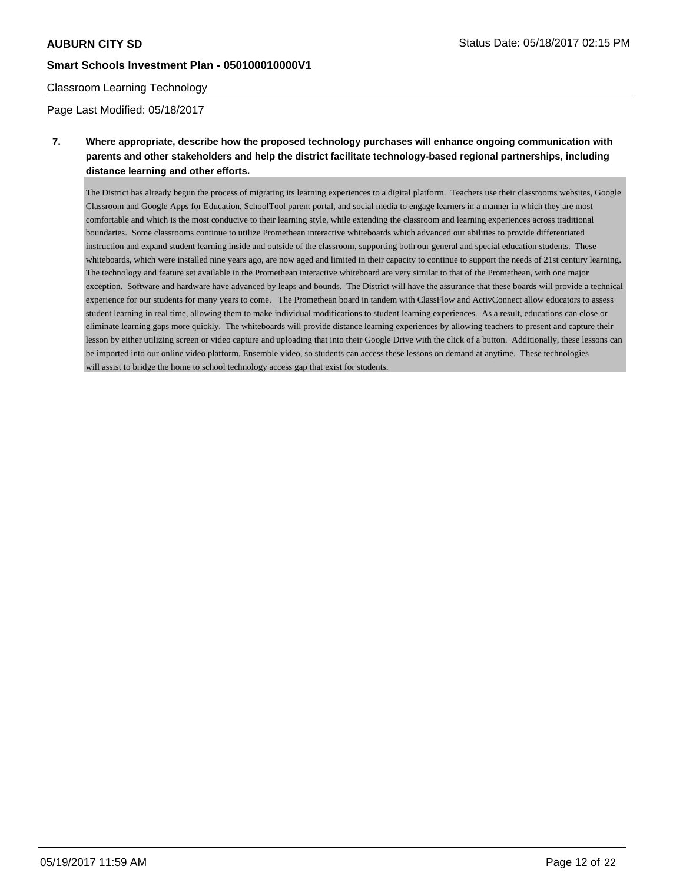Classroom Learning Technology

Page Last Modified: 05/18/2017

**7. Where appropriate, describe how the proposed technology purchases will enhance ongoing communication with parents and other stakeholders and help the district facilitate technology-based regional partnerships, including distance learning and other efforts.**

The District has already begun the process of migrating its learning experiences to a digital platform. Teachers use their classrooms websites, Google Classroom and Google Apps for Education, SchoolTool parent portal, and social media to engage learners in a manner in which they are most comfortable and which is the most conducive to their learning style, while extending the classroom and learning experiences across traditional boundaries. Some classrooms continue to utilize Promethean interactive whiteboards which advanced our abilities to provide differentiated instruction and expand student learning inside and outside of the classroom, supporting both our general and special education students. These whiteboards, which were installed nine years ago, are now aged and limited in their capacity to continue to support the needs of 21st century learning. The technology and feature set available in the Promethean interactive whiteboard are very similar to that of the Promethean, with one major exception. Software and hardware have advanced by leaps and bounds. The District will have the assurance that these boards will provide a technical experience for our students for many years to come. The Promethean board in tandem with ClassFlow and ActivConnect allow educators to assess student learning in real time, allowing them to make individual modifications to student learning experiences. As a result, educations can close or eliminate learning gaps more quickly. The whiteboards will provide distance learning experiences by allowing teachers to present and capture their lesson by either utilizing screen or video capture and uploading that into their Google Drive with the click of a button. Additionally, these lessons can be imported into our online video platform, Ensemble video, so students can access these lessons on demand at anytime. These technologies will assist to bridge the home to school technology access gap that exist for students.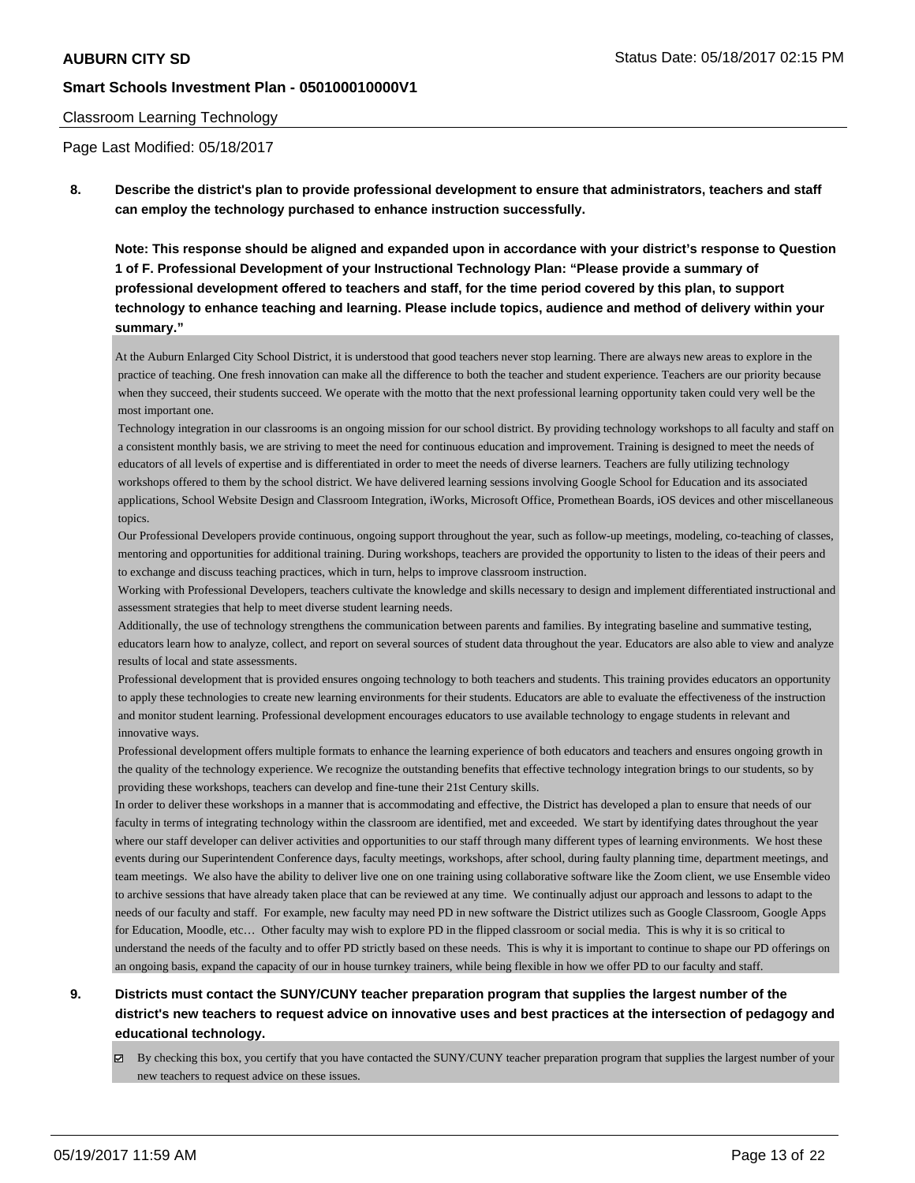Classroom Learning Technology

Page Last Modified: 05/18/2017

**8. Describe the district's plan to provide professional development to ensure that administrators, teachers and staff can employ the technology purchased to enhance instruction successfully.**

**Note: This response should be aligned and expanded upon in accordance with your district's response to Question 1 of F. Professional Development of your Instructional Technology Plan: "Please provide a summary of professional development offered to teachers and staff, for the time period covered by this plan, to support technology to enhance teaching and learning. Please include topics, audience and method of delivery within your summary."**

At the Auburn Enlarged City School District, it is understood that good teachers never stop learning. There are always new areas to explore in the practice of teaching. One fresh innovation can make all the difference to both the teacher and student experience. Teachers are our priority because when they succeed, their students succeed. We operate with the motto that the next professional learning opportunity taken could very well be the most important one.

Technology integration in our classrooms is an ongoing mission for our school district. By providing technology workshops to all faculty and staff on a consistent monthly basis, we are striving to meet the need for continuous education and improvement. Training is designed to meet the needs of educators of all levels of expertise and is differentiated in order to meet the needs of diverse learners. Teachers are fully utilizing technology workshops offered to them by the school district. We have delivered learning sessions involving Google School for Education and its associated applications, School Website Design and Classroom Integration, iWorks, Microsoft Office, Promethean Boards, iOS devices and other miscellaneous topics.

Our Professional Developers provide continuous, ongoing support throughout the year, such as follow-up meetings, modeling, co-teaching of classes, mentoring and opportunities for additional training. During workshops, teachers are provided the opportunity to listen to the ideas of their peers and to exchange and discuss teaching practices, which in turn, helps to improve classroom instruction.

Working with Professional Developers, teachers cultivate the knowledge and skills necessary to design and implement differentiated instructional and assessment strategies that help to meet diverse student learning needs.

Additionally, the use of technology strengthens the communication between parents and families. By integrating baseline and summative testing, educators learn how to analyze, collect, and report on several sources of student data throughout the year. Educators are also able to view and analyze results of local and state assessments.

Professional development that is provided ensures ongoing technology to both teachers and students. This training provides educators an opportunity to apply these technologies to create new learning environments for their students. Educators are able to evaluate the effectiveness of the instruction and monitor student learning. Professional development encourages educators to use available technology to engage students in relevant and innovative ways.

Professional development offers multiple formats to enhance the learning experience of both educators and teachers and ensures ongoing growth in the quality of the technology experience. We recognize the outstanding benefits that effective technology integration brings to our students, so by providing these workshops, teachers can develop and fine-tune their 21st Century skills.

In order to deliver these workshops in a manner that is accommodating and effective, the District has developed a plan to ensure that needs of our faculty in terms of integrating technology within the classroom are identified, met and exceeded. We start by identifying dates throughout the year where our staff developer can deliver activities and opportunities to our staff through many different types of learning environments. We host these events during our Superintendent Conference days, faculty meetings, workshops, after school, during faulty planning time, department meetings, and team meetings. We also have the ability to deliver live one on one training using collaborative software like the Zoom client, we use Ensemble video to archive sessions that have already taken place that can be reviewed at any time. We continually adjust our approach and lessons to adapt to the needs of our faculty and staff. For example, new faculty may need PD in new software the District utilizes such as Google Classroom, Google Apps for Education, Moodle, etc… Other faculty may wish to explore PD in the flipped classroom or social media. This is why it is so critical to understand the needs of the faculty and to offer PD strictly based on these needs. This is why it is important to continue to shape our PD offerings on an ongoing basis, expand the capacity of our in house turnkey trainers, while being flexible in how we offer PD to our faculty and staff.

**9. Districts must contact the SUNY/CUNY teacher preparation program that supplies the largest number of the district's new teachers to request advice on innovative uses and best practices at the intersection of pedagogy and educational technology.**

☑ By checking this box, you certify that you have contacted the SUNY/CUNY teacher preparation program that supplies the largest number of your new teachers to request advice on these issues.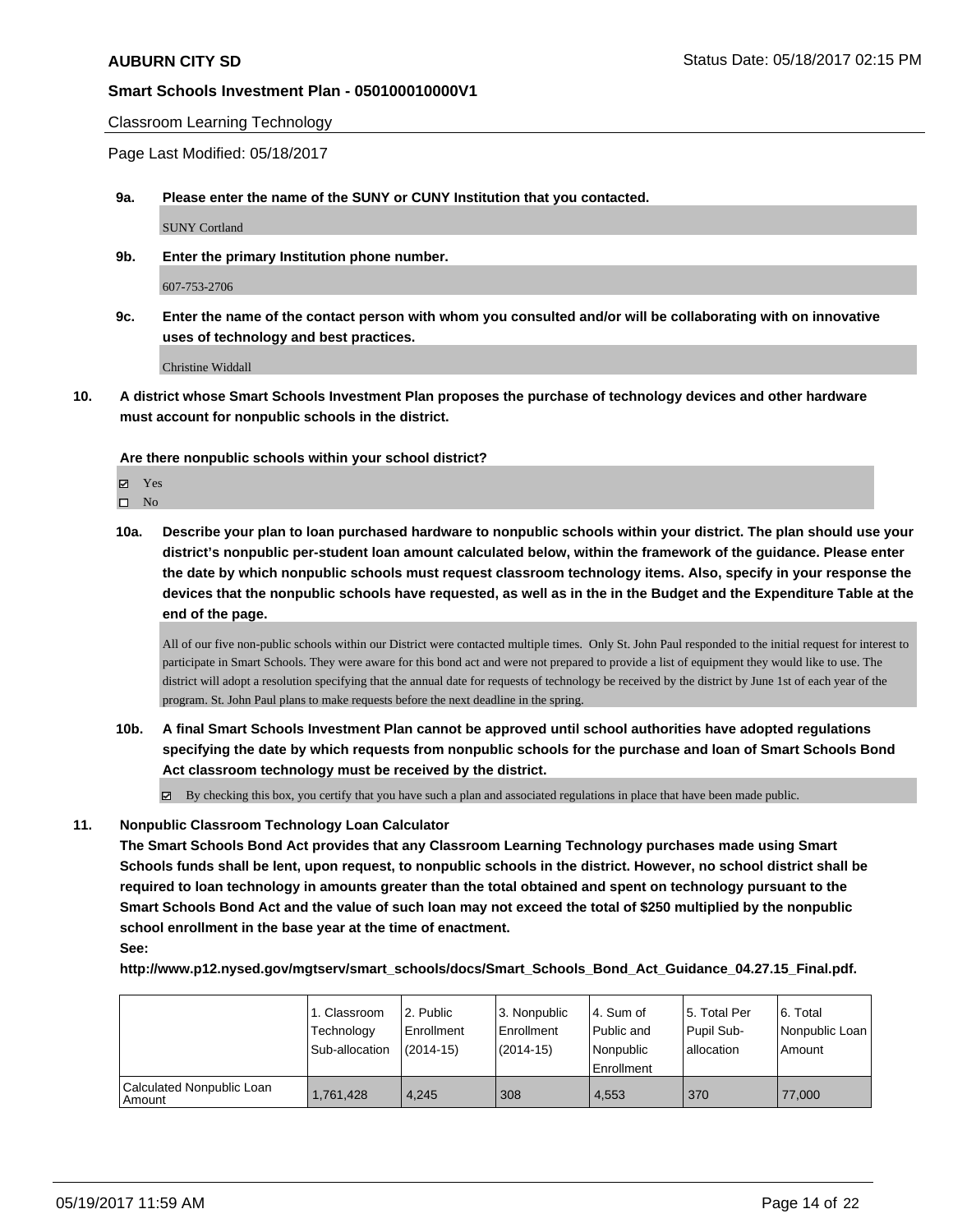Classroom Learning Technology

Page Last Modified: 05/18/2017

**9a. Please enter the name of the SUNY or CUNY Institution that you contacted.**

SUNY Cortland

**9b. Enter the primary Institution phone number.**

607-753-2706

**9c. Enter the name of the contact person with whom you consulted and/or will be collaborating with on innovative uses of technology and best practices.**

Christine Widdall

**10. A district whose Smart Schools Investment Plan proposes the purchase of technology devices and other hardware must account for nonpublic schools in the district.**

**Are there nonpublic schools within your school district?**

- ☑ Yes
- ☐ No

**10a. Describe your plan to loan purchased hardware to nonpublic schools within your district. The plan should use your district's nonpublic per-student loan amount calculated below, within the framework of the guidance. Please enter the date by which nonpublic schools must request classroom technology items. Also, specify in your response the devices that the nonpublic schools have requested, as well as in the in the Budget and the Expenditure Table at the end of the page.**

All of our five non-public schools within our District were contacted multiple times. Only St. John Paul responded to the initial request for interest to participate in Smart Schools. They were aware for this bond act and were not prepared to provide a list of equipment they would like to use. The district will adopt a resolution specifying that the annual date for requests of technology be received by the district by June 1st of each year of the program. St. John Paul plans to make requests before the next deadline in the spring.

**10b. A final Smart Schools Investment Plan cannot be approved until school authorities have adopted regulations specifying the date by which requests from nonpublic schools for the purchase and loan of Smart Schools Bond Act classroom technology must be received by the district.**

☑ By checking this box, you certify that you have such a plan and associated regulations in place that have been made public.

**11. Nonpublic Classroom Technology Loan Calculator**

**The Smart Schools Bond Act provides that any Classroom Learning Technology purchases made using Smart Schools funds shall be lent, upon request, to nonpublic schools in the district. However, no school district shall be required to loan technology in amounts greater than the total obtained and spent on technology pursuant to the Smart Schools Bond Act and the value of such loan may not exceed the total of $250 multiplied by the nonpublic school enrollment in the base year at the time of enactment.**

**See:**

**http://www.p12.nysed.gov/mgtserv/smart_schools/docs/Smart_Schools_Bond_Act_Guidance_04.27.15_Final.pdf.**

| | 1. Classroom Technology Sub-allocation | 2. Public Enrollment (2014-15) | 3. Nonpublic Enrollment (2014-15) | 4. Sum of Public and Nonpublic Enrollment | 5. Total Per Pupil Sub-allocation | 6. Total Nonpublic Loan Amount |
|---|---|---|---|---|---|---|
| Calculated Nonpublic Loan Amount | 1,761,428 | 4,245 | 308 | 4,553 | 370 | 77,000 |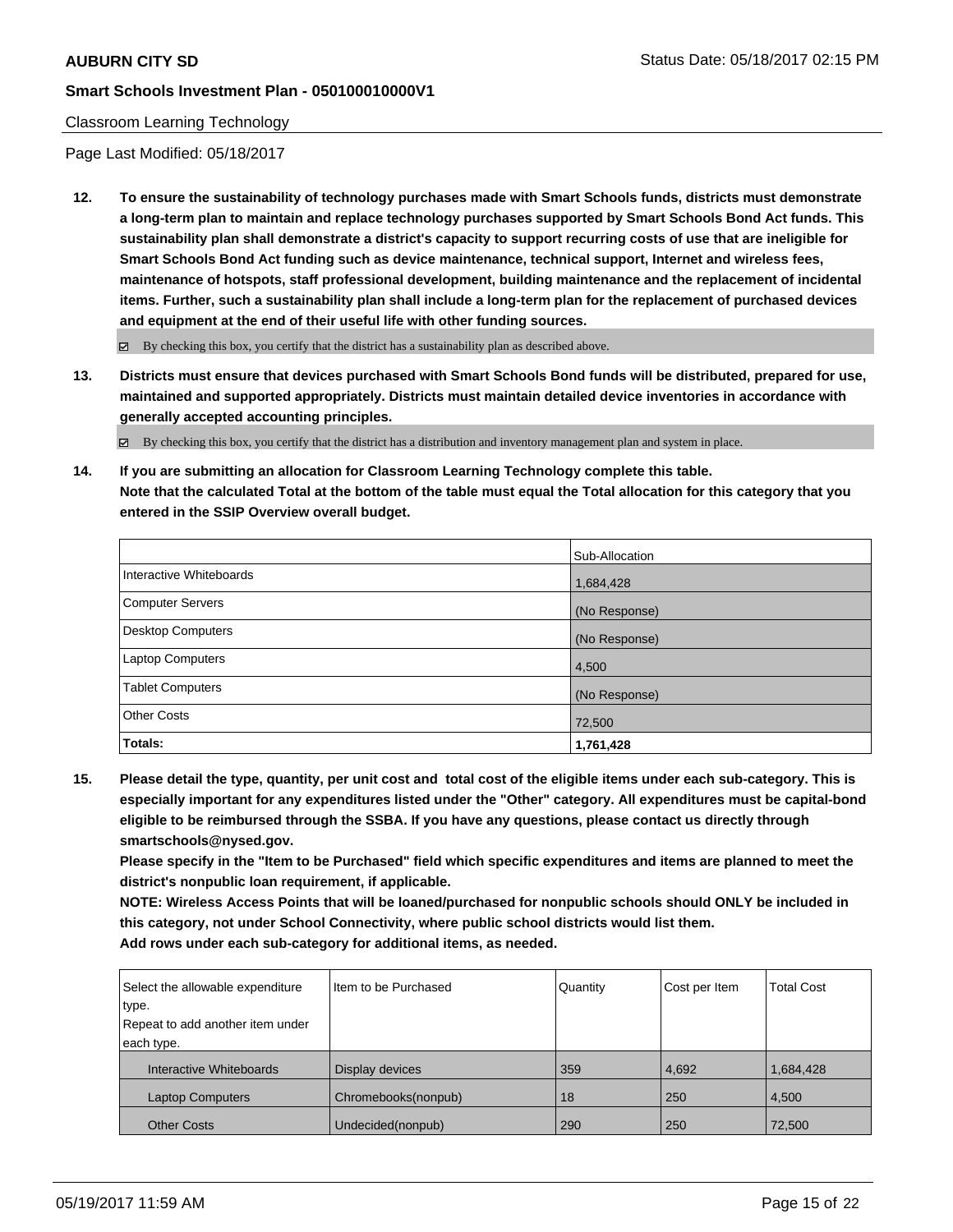Classroom Learning Technology

Page Last Modified: 05/18/2017

**12. To ensure the sustainability of technology purchases made with Smart Schools funds, districts must demonstrate a long-term plan to maintain and replace technology purchases supported by Smart Schools Bond Act funds. This sustainability plan shall demonstrate a district's capacity to support recurring costs of use that are ineligible for Smart Schools Bond Act funding such as device maintenance, technical support, Internet and wireless fees, maintenance of hotspots, staff professional development, building maintenance and the replacement of incidental items. Further, such a sustainability plan shall include a long-term plan for the replacement of purchased devices and equipment at the end of their useful life with other funding sources.**

☑ By checking this box, you certify that the district has a sustainability plan as described above.

**13. Districts must ensure that devices purchased with Smart Schools Bond funds will be distributed, prepared for use, maintained and supported appropriately. Districts must maintain detailed device inventories in accordance with generally accepted accounting principles.**

☑ By checking this box, you certify that the district has a distribution and inventory management plan and system in place.

**14. If you are submitting an allocation for Classroom Learning Technology complete this table.**
**Note that the calculated Total at the bottom of the table must equal the Total allocation for this category that you entered in the SSIP Overview overall budget.**

| | Sub-Allocation |
|---|---|
| Interactive Whiteboards | 1,684,428 |
| Computer Servers | (No Response) |
| Desktop Computers | (No Response) |
| Laptop Computers | 4,500 |
| Tablet Computers | (No Response) |
| Other Costs | 72,500 |
| **Totals:** | **1,761,428** |

**15. Please detail the type, quantity, per unit cost and total cost of the eligible items under each sub-category. This is especially important for any expenditures listed under the "Other" category. All expenditures must be capital-bond eligible to be reimbursed through the SSBA. If you have any questions, please contact us directly through smartschools@nysed.gov.**
**Please specify in the "Item to be Purchased" field which specific expenditures and items are planned to meet the district's nonpublic loan requirement, if applicable.**
**NOTE: Wireless Access Points that will be loaned/purchased for nonpublic schools should ONLY be included in this category, not under School Connectivity, where public school districts would list them.**
**Add rows under each sub-category for additional items, as needed.**

| Select the allowable expenditure type. Repeat to add another item under each type. | Item to be Purchased | Quantity | Cost per Item | Total Cost |
|---|---|---|---|---|
| Interactive Whiteboards | Display devices | 359 | 4,692 | 1,684,428 |
| Laptop Computers | Chromebooks(nonpub) | 18 | 250 | 4,500 |
| Other Costs | Undecided(nonpub) | 290 | 250 | 72,500 |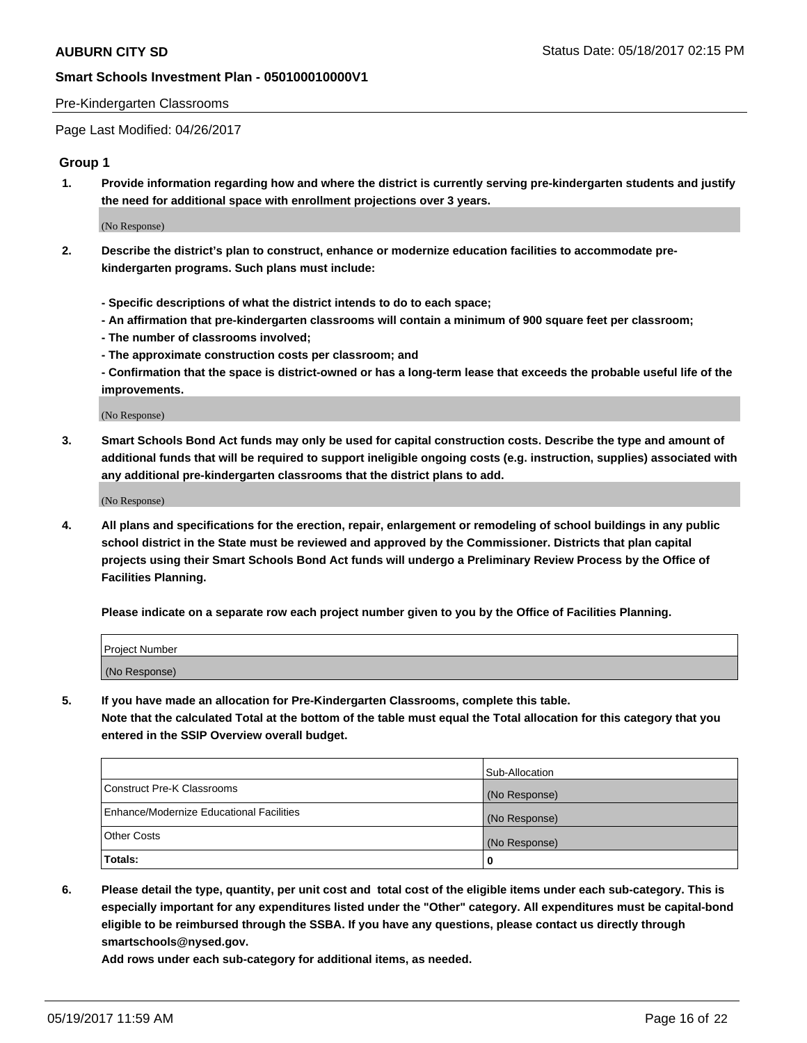Pre-Kindergarten Classrooms

Page Last Modified: 04/26/2017

## Group 1

**1. Provide information regarding how and where the district is currently serving pre-kindergarten students and justify the need for additional space with enrollment projections over 3 years.**

(No Response)

**2. Describe the district's plan to construct, enhance or modernize education facilities to accommodate pre-kindergarten programs. Such plans must include:**

**- Specific descriptions of what the district intends to do to each space;**
**- An affirmation that pre-kindergarten classrooms will contain a minimum of 900 square feet per classroom;**
**- The number of classrooms involved;**
**- The approximate construction costs per classroom; and**
**- Confirmation that the space is district-owned or has a long-term lease that exceeds the probable useful life of the improvements.**

(No Response)

**3. Smart Schools Bond Act funds may only be used for capital construction costs. Describe the type and amount of additional funds that will be required to support ineligible ongoing costs (e.g. instruction, supplies) associated with any additional pre-kindergarten classrooms that the district plans to add.**

(No Response)

**4. All plans and specifications for the erection, repair, enlargement or remodeling of school buildings in any public school district in the State must be reviewed and approved by the Commissioner. Districts that plan capital projects using their Smart Schools Bond Act funds will undergo a Preliminary Review Process by the Office of Facilities Planning.**

**Please indicate on a separate row each project number given to you by the Office of Facilities Planning.**

| Project Number |
|---|
| (No Response) |

**5. If you have made an allocation for Pre-Kindergarten Classrooms, complete this table.**
**Note that the calculated Total at the bottom of the table must equal the Total allocation for this category that you entered in the SSIP Overview overall budget.**

| | Sub-Allocation |
|---|---|
| Construct Pre-K Classrooms | (No Response) |
| Enhance/Modernize Educational Facilities | (No Response) |
| Other Costs | (No Response) |
| **Totals:** | **0** |

**6. Please detail the type, quantity, per unit cost and total cost of the eligible items under each sub-category. This is especially important for any expenditures listed under the "Other" category. All expenditures must be capital-bond eligible to be reimbursed through the SSBA. If you have any questions, please contact us directly through smartschools@nysed.gov.**

**Add rows under each sub-category for additional items, as needed.**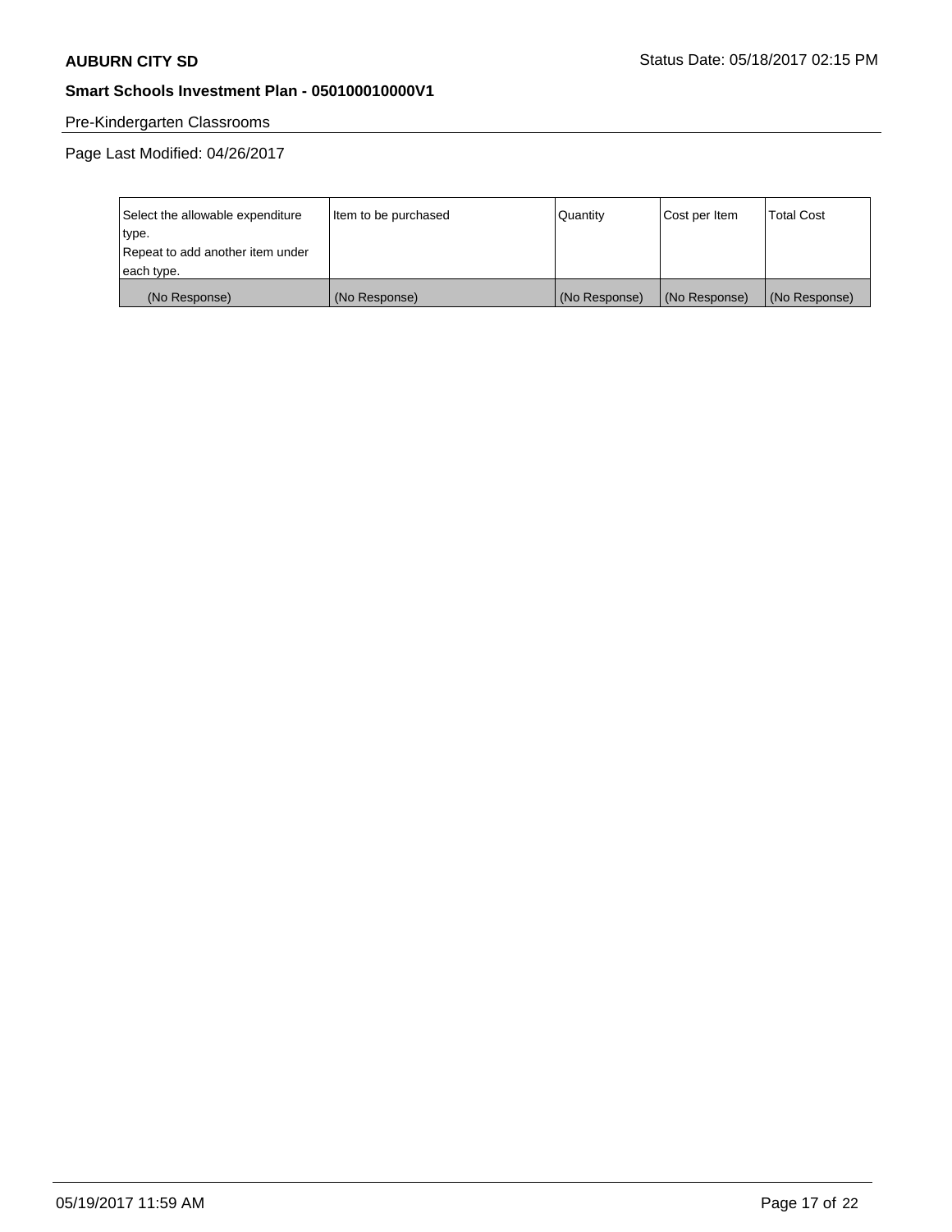Pre-Kindergarten Classrooms

Page Last Modified: 04/26/2017

| Select the allowable expenditure type. Repeat to add another item under each type. | Item to be purchased | Quantity | Cost per Item | Total Cost |
|---|---|---|---|---|
| (No Response) | (No Response) | (No Response) | (No Response) | (No Response) |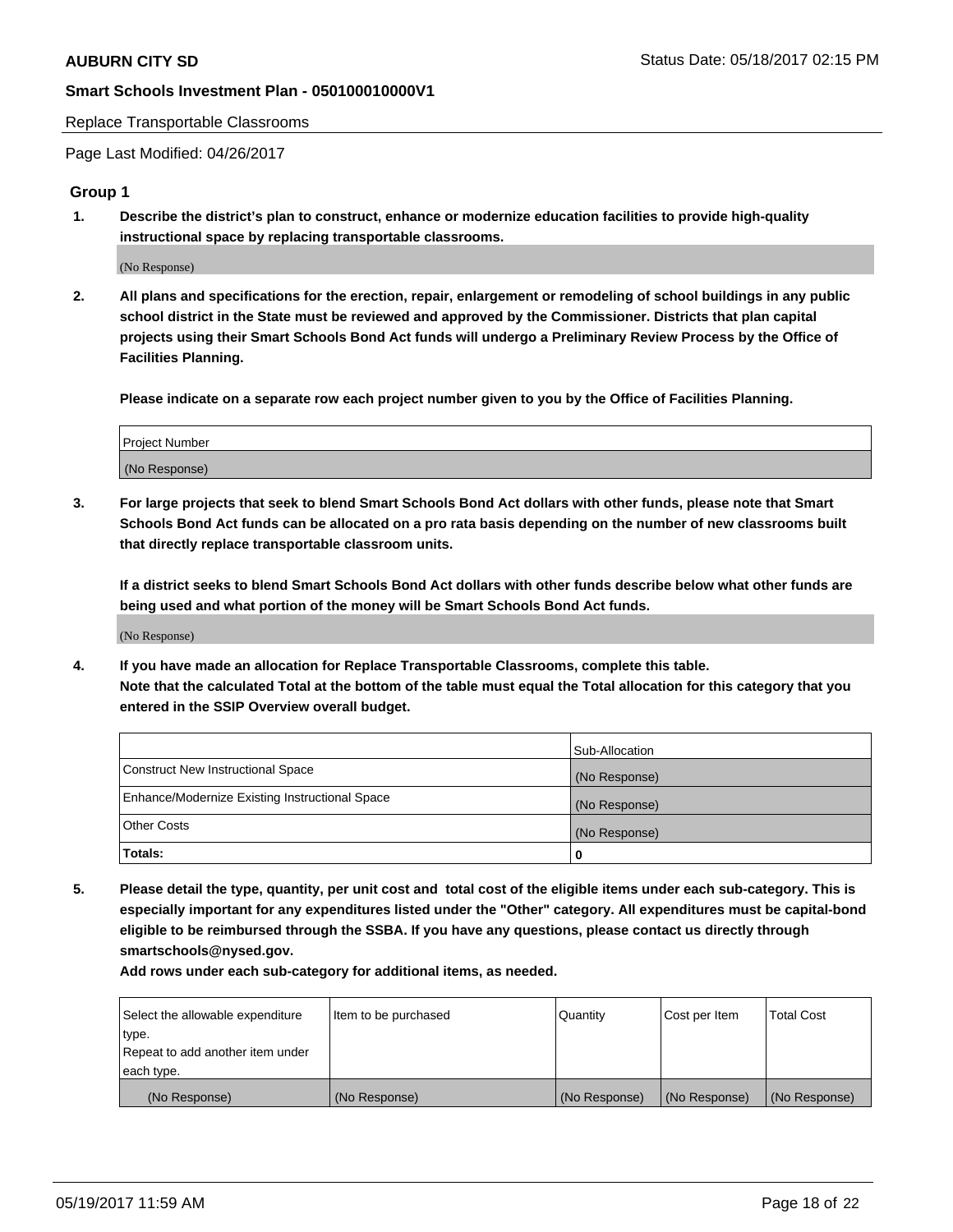Replace Transportable Classrooms

Page Last Modified: 04/26/2017

## Group 1

**1. Describe the district's plan to construct, enhance or modernize education facilities to provide high-quality instructional space by replacing transportable classrooms.**

(No Response)

**2. All plans and specifications for the erection, repair, enlargement or remodeling of school buildings in any public school district in the State must be reviewed and approved by the Commissioner. Districts that plan capital projects using their Smart Schools Bond Act funds will undergo a Preliminary Review Process by the Office of Facilities Planning.**

**Please indicate on a separate row each project number given to you by the Office of Facilities Planning.**

| Project Number |
|---|
| (No Response) |

**3. For large projects that seek to blend Smart Schools Bond Act dollars with other funds, please note that Smart Schools Bond Act funds can be allocated on a pro rata basis depending on the number of new classrooms built that directly replace transportable classroom units.**

**If a district seeks to blend Smart Schools Bond Act dollars with other funds describe below what other funds are being used and what portion of the money will be Smart Schools Bond Act funds.**

(No Response)

**4. If you have made an allocation for Replace Transportable Classrooms, complete this table. Note that the calculated Total at the bottom of the table must equal the Total allocation for this category that you entered in the SSIP Overview overall budget.**

| | Sub-Allocation |
|---|---|
| Construct New Instructional Space | (No Response) |
| Enhance/Modernize Existing Instructional Space | (No Response) |
| Other Costs | (No Response) |
| **Totals:** | **0** |

**5. Please detail the type, quantity, per unit cost and total cost of the eligible items under each sub-category. This is especially important for any expenditures listed under the "Other" category. All expenditures must be capital-bond eligible to be reimbursed through the SSBA. If you have any questions, please contact us directly through smartschools@nysed.gov.**

**Add rows under each sub-category for additional items, as needed.**

| Select the allowable expenditure type. Repeat to add another item under each type. | Item to be purchased | Quantity | Cost per Item | Total Cost |
|---|---|---|---|---|
| (No Response) | (No Response) | (No Response) | (No Response) | (No Response) |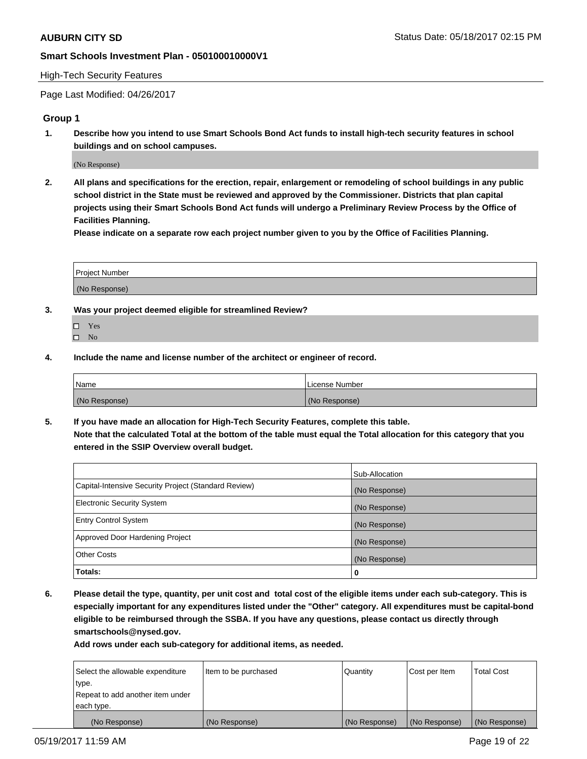High-Tech Security Features

Page Last Modified: 04/26/2017

### Group 1

1. **Describe how you intend to use Smart Schools Bond Act funds to install high-tech security features in school buildings and on school campuses.**

   (No Response)

2. **All plans and specifications for the erection, repair, enlargement or remodeling of school buildings in any public school district in the State must be reviewed and approved by the Commissioner. Districts that plan capital projects using their Smart Schools Bond Act funds will undergo a Preliminary Review Process by the Office of Facilities Planning.**
   **Please indicate on a separate row each project number given to you by the Office of Facilities Planning.**

| Project Number |
| --- |
| (No Response) |

3. **Was your project deemed eligible for streamlined Review?**

   - ☐ Yes
   - ☐ No

4. **Include the name and license number of the architect or engineer of record.**

| Name | License Number |
| --- | --- |
| (No Response) | (No Response) |

5. **If you have made an allocation for High-Tech Security Features, complete this table.**
   **Note that the calculated Total at the bottom of the table must equal the Total allocation for this category that you entered in the SSIP Overview overall budget.**

| | Sub-Allocation |
| --- | --- |
| Capital-Intensive Security Project (Standard Review) | (No Response) |
| Electronic Security System | (No Response) |
| Entry Control System | (No Response) |
| Approved Door Hardening Project | (No Response) |
| Other Costs | (No Response) |
| **Totals:** | **0** |

6. **Please detail the type, quantity, per unit cost and total cost of the eligible items under each sub-category. This is especially important for any expenditures listed under the "Other" category. All expenditures must be capital-bond eligible to be reimbursed through the SSBA. If you have any questions, please contact us directly through smartschools@nysed.gov.**
   **Add rows under each sub-category for additional items, as needed.**

| Select the allowable expenditure type. Repeat to add another item under each type. | Item to be purchased | Quantity | Cost per Item | Total Cost |
| --- | --- | --- | --- | --- |
| (No Response) | (No Response) | (No Response) | (No Response) | (No Response) |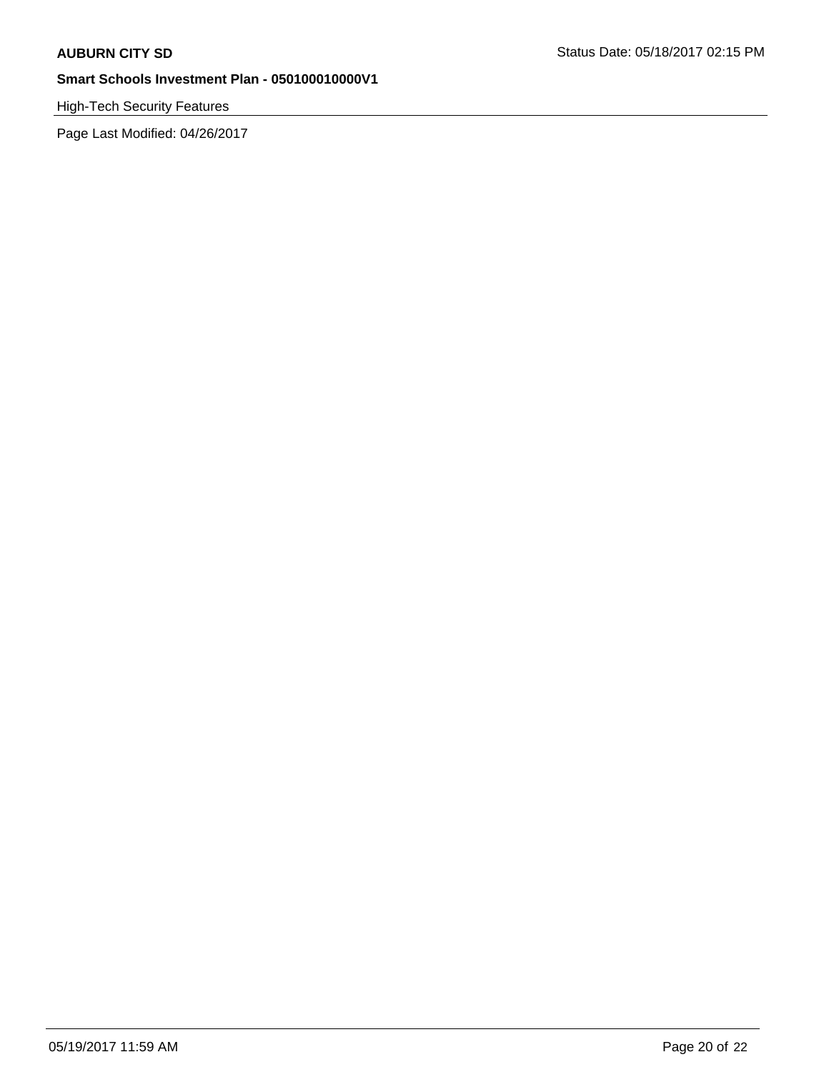High-Tech Security Features

Page Last Modified: 04/26/2017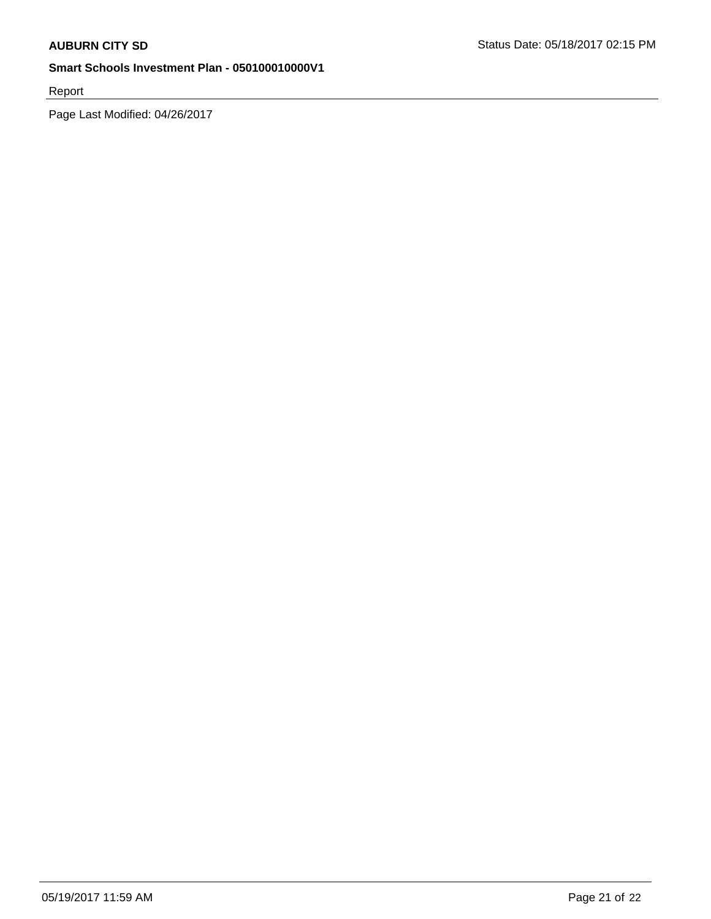Report

Page Last Modified: 04/26/2017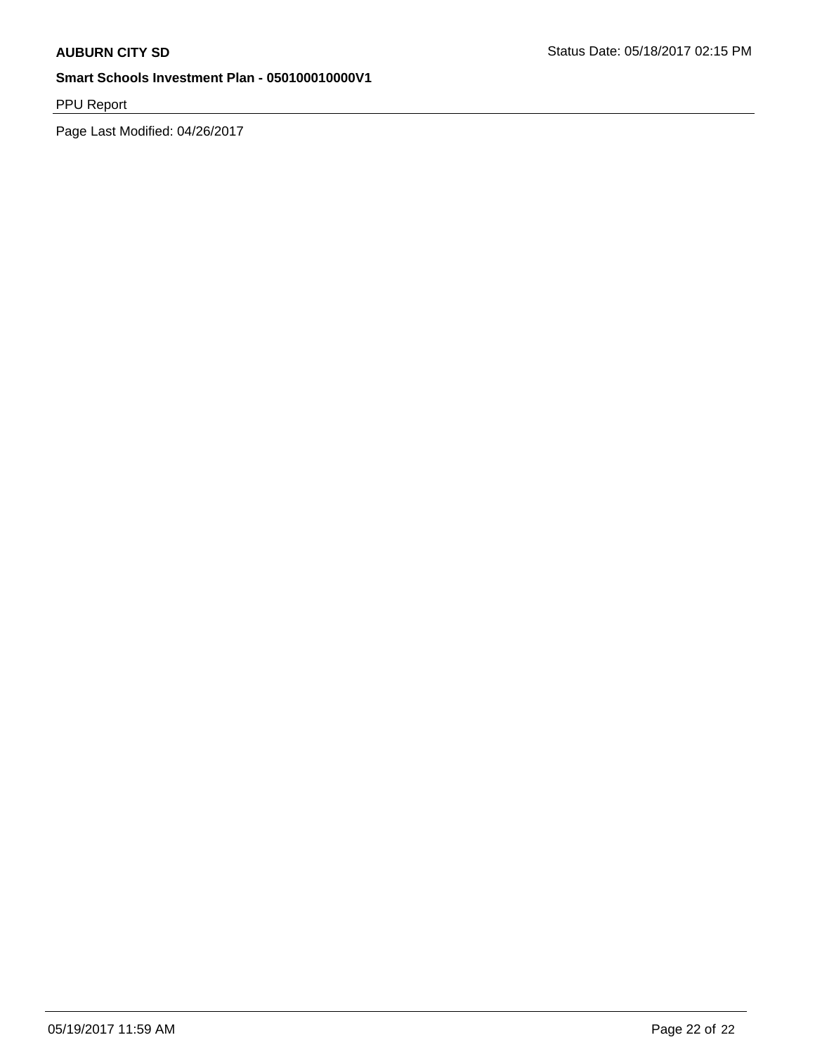PPU Report

Page Last Modified: 04/26/2017